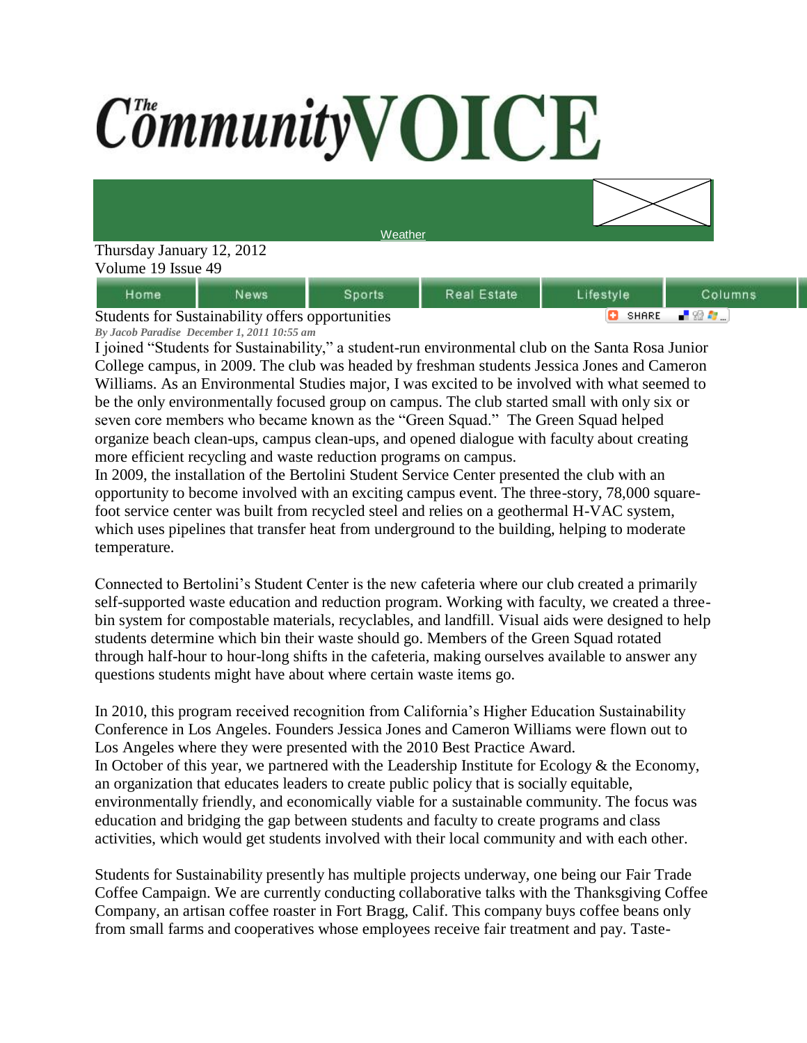# The Community VOICE

Weather

Thursday January 12, 2012
Volume 19 Issue 49

Home | News | Sports | Real Estate | Lifestyle | Columns

## Students for Sustainability offers opportunities

*By Jacob Paradise December 1, 2011 10:55 am*

I joined "Students for Sustainability," a student-run environmental club on the Santa Rosa Junior College campus, in 2009. The club was headed by freshman students Jessica Jones and Cameron Williams. As an Environmental Studies major, I was excited to be involved with what seemed to be the only environmentally focused group on campus. The club started small with only six or seven core members who became known as the "Green Squad." The Green Squad helped organize beach clean-ups, campus clean-ups, and opened dialogue with faculty about creating more efficient recycling and waste reduction programs on campus.

In 2009, the installation of the Bertolini Student Service Center presented the club with an opportunity to become involved with an exciting campus event. The three-story, 78,000 square-foot service center was built from recycled steel and relies on a geothermal H-VAC system, which uses pipelines that transfer heat from underground to the building, helping to moderate temperature.

Connected to Bertolini's Student Center is the new cafeteria where our club created a primarily self-supported waste education and reduction program. Working with faculty, we created a three-bin system for compostable materials, recyclables, and landfill. Visual aids were designed to help students determine which bin their waste should go. Members of the Green Squad rotated through half-hour to hour-long shifts in the cafeteria, making ourselves available to answer any questions students might have about where certain waste items go.

In 2010, this program received recognition from California's Higher Education Sustainability Conference in Los Angeles. Founders Jessica Jones and Cameron Williams were flown out to Los Angeles where they were presented with the 2010 Best Practice Award.

In October of this year, we partnered with the Leadership Institute for Ecology & the Economy, an organization that educates leaders to create public policy that is socially equitable, environmentally friendly, and economically viable for a sustainable community. The focus was education and bridging the gap between students and faculty to create programs and class activities, which would get students involved with their local community and with each other.

Students for Sustainability presently has multiple projects underway, one being our Fair Trade Coffee Campaign. We are currently conducting collaborative talks with the Thanksgiving Coffee Company, an artisan coffee roaster in Fort Bragg, Calif. This company buys coffee beans only from small farms and cooperatives whose employees receive fair treatment and pay. Taste-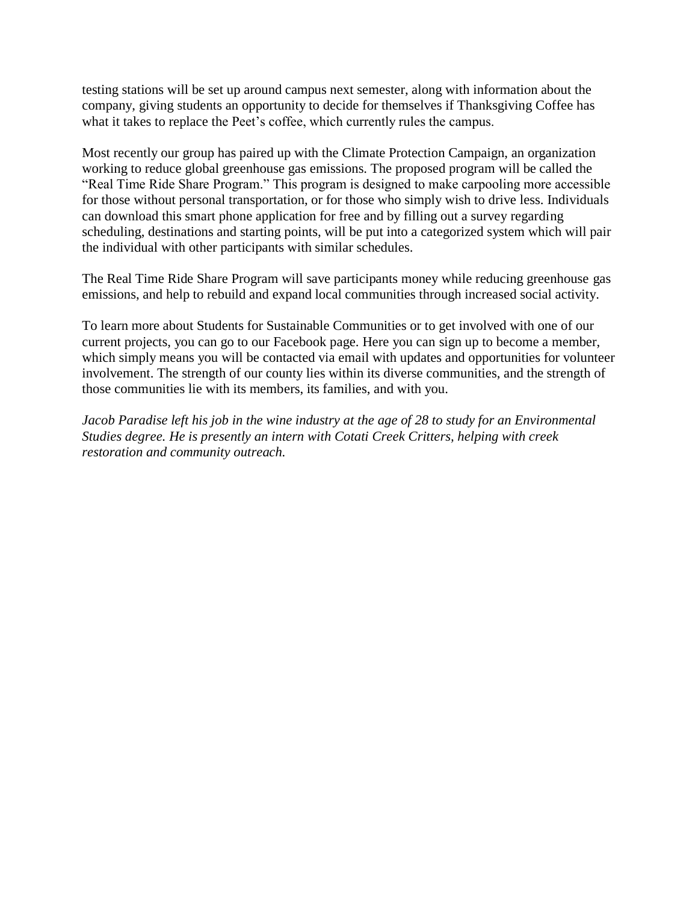testing stations will be set up around campus next semester, along with information about the company, giving students an opportunity to decide for themselves if Thanksgiving Coffee has what it takes to replace the Peet's coffee, which currently rules the campus.

Most recently our group has paired up with the Climate Protection Campaign, an organization working to reduce global greenhouse gas emissions. The proposed program will be called the "Real Time Ride Share Program." This program is designed to make carpooling more accessible for those without personal transportation, or for those who simply wish to drive less. Individuals can download this smart phone application for free and by filling out a survey regarding scheduling, destinations and starting points, will be put into a categorized system which will pair the individual with other participants with similar schedules.

The Real Time Ride Share Program will save participants money while reducing greenhouse gas emissions, and help to rebuild and expand local communities through increased social activity.

To learn more about Students for Sustainable Communities or to get involved with one of our current projects, you can go to our Facebook page. Here you can sign up to become a member, which simply means you will be contacted via email with updates and opportunities for volunteer involvement. The strength of our county lies within its diverse communities, and the strength of those communities lie with its members, its families, and with you.

*Jacob Paradise left his job in the wine industry at the age of 28 to study for an Environmental Studies degree. He is presently an intern with Cotati Creek Critters, helping with creek restoration and community outreach.*